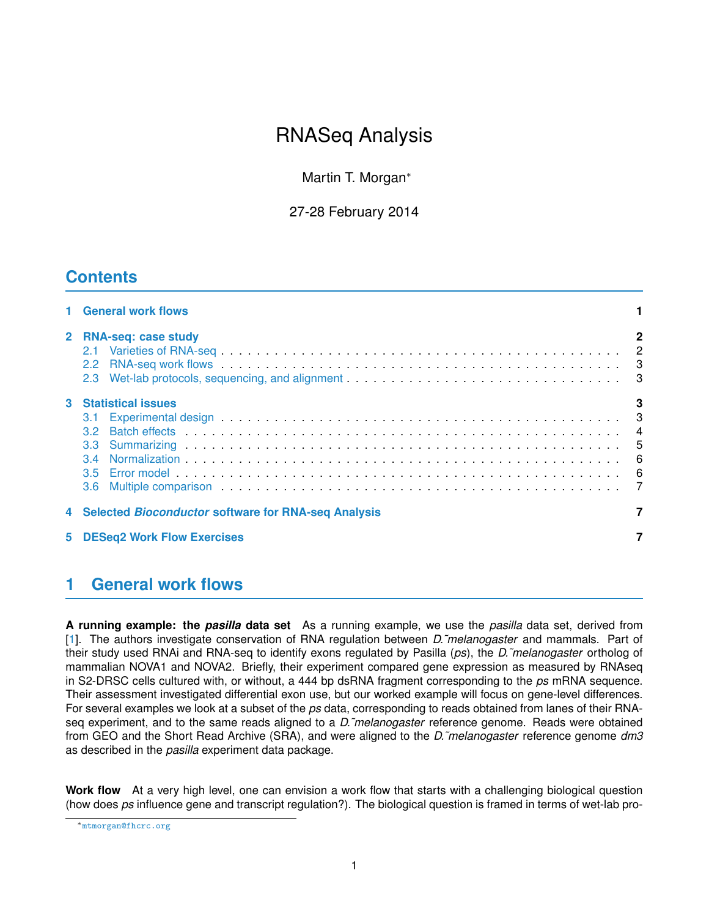# RNASeq Analysis

Martin T. Morgan*

27-28 February 2014

## Contents

1 General work flows — 1

2 RNA-seq: case study — 2
- 2.1 Varieties of RNA-seq — 2
- 2.2 RNA-seq work flows — 3
- 2.3 Wet-lab protocols, sequencing, and alignment — 3

3 Statistical issues — 3
- 3.1 Experimental design — 3
- 3.2 Batch effects — 4
- 3.3 Summarizing — 5
- 3.4 Normalization — 6
- 3.5 Error model — 6
- 3.6 Multiple comparison — 7

4 Selected *Bioconductor* software for RNA-seq Analysis — 7

5 DESeq2 Work Flow Exercises — 7

## 1 General work flows

**A running example: the *pasilla* data set** As a running example, we use the *pasilla* data set, derived from [1]. The authors investigate conservation of RNA regulation between *D.˜melanogaster* and mammals. Part of their study used RNAi and RNA-seq to identify exons regulated by Pasilla (*ps*), the *D.˜melanogaster* ortholog of mammalian NOVA1 and NOVA2. Briefly, their experiment compared gene expression as measured by RNAseq in S2-DRSC cells cultured with, or without, a 444 bp dsRNA fragment corresponding to the *ps* mRNA sequence. Their assessment investigated differential exon use, but our worked example will focus on gene-level differences. For several examples we look at a subset of the *ps* data, corresponding to reads obtained from lanes of their RNA-seq experiment, and to the same reads aligned to a *D.˜melanogaster* reference genome. Reads were obtained from GEO and the Short Read Archive (SRA), and were aligned to the *D.˜melanogaster* reference genome *dm3* as described in the *pasilla* experiment data package.

**Work flow** At a very high level, one can envision a work flow that starts with a challenging biological question (how does *ps* influence gene and transcript regulation?). The biological question is framed in terms of wet-lab pro-

*mtmorgan@fhcrc.org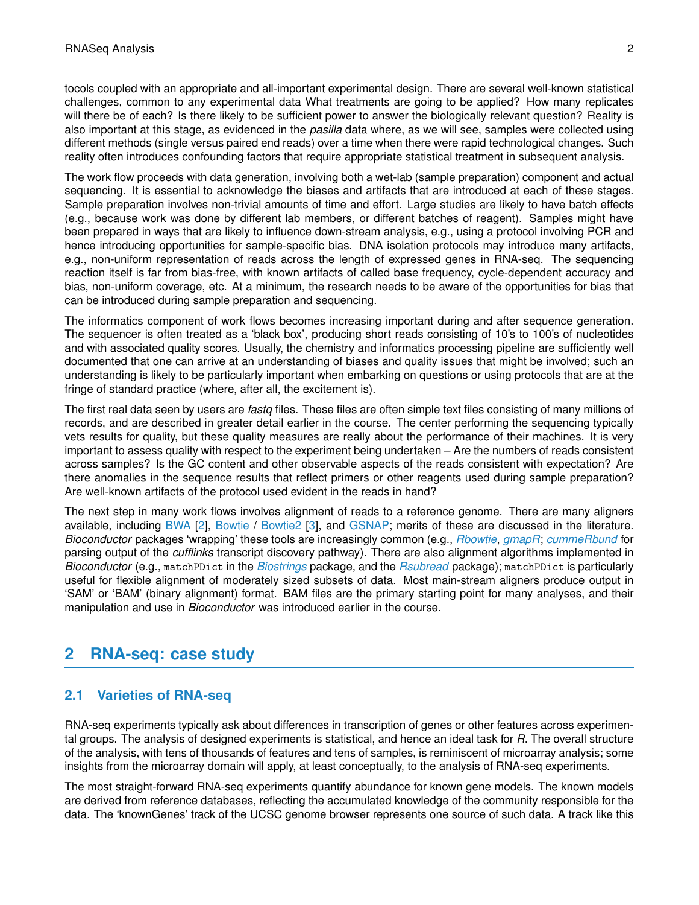tocols coupled with an appropriate and all-important experimental design. There are several well-known statistical challenges, common to any experimental data What treatments are going to be applied? How many replicates will there be of each? Is there likely to be sufficient power to answer the biologically relevant question? Reality is also important at this stage, as evidenced in the *pasilla* data where, as we will see, samples were collected using different methods (single versus paired end reads) over a time when there were rapid technological changes. Such reality often introduces confounding factors that require appropriate statistical treatment in subsequent analysis.

The work flow proceeds with data generation, involving both a wet-lab (sample preparation) component and actual sequencing. It is essential to acknowledge the biases and artifacts that are introduced at each of these stages. Sample preparation involves non-trivial amounts of time and effort. Large studies are likely to have batch effects (e.g., because work was done by different lab members, or different batches of reagent). Samples might have been prepared in ways that are likely to influence down-stream analysis, e.g., using a protocol involving PCR and hence introducing opportunities for sample-specific bias. DNA isolation protocols may introduce many artifacts, e.g., non-uniform representation of reads across the length of expressed genes in RNA-seq. The sequencing reaction itself is far from bias-free, with known artifacts of called base frequency, cycle-dependent accuracy and bias, non-uniform coverage, etc. At a minimum, the research needs to be aware of the opportunities for bias that can be introduced during sample preparation and sequencing.

The informatics component of work flows becomes increasing important during and after sequence generation. The sequencer is often treated as a 'black box', producing short reads consisting of 10's to 100's of nucleotides and with associated quality scores. Usually, the chemistry and informatics processing pipeline are sufficiently well documented that one can arrive at an understanding of biases and quality issues that might be involved; such an understanding is likely to be particularly important when embarking on questions or using protocols that are at the fringe of standard practice (where, after all, the excitement is).

The first real data seen by users are *fastq* files. These files are often simple text files consisting of many millions of records, and are described in greater detail earlier in the course. The center performing the sequencing typically vets results for quality, but these quality measures are really about the performance of their machines. It is very important to assess quality with respect to the experiment being undertaken – Are the numbers of reads consistent across samples? Is the GC content and other observable aspects of the reads consistent with expectation? Are there anomalies in the sequence results that reflect primers or other reagents used during sample preparation? Are well-known artifacts of the protocol used evident in the reads in hand?

The next step in many work flows involves alignment of reads to a reference genome. There are many aligners available, including BWA [2], Bowtie / Bowtie2 [3], and GSNAP; merits of these are discussed in the literature. *Bioconductor* packages 'wrapping' these tools are increasingly common (e.g., *Rbowtie*, *gmapR*; *cummeRbund* for parsing output of the *cufflinks* transcript discovery pathway). There are also alignment algorithms implemented in *Bioconductor* (e.g., `matchPDict` in the *Biostrings* package, and the *Rsubread* package); `matchPDict` is particularly useful for flexible alignment of moderately sized subsets of data. Most main-stream aligners produce output in 'SAM' or 'BAM' (binary alignment) format. BAM files are the primary starting point for many analyses, and their manipulation and use in *Bioconductor* was introduced earlier in the course.

## 2 RNA-seq: case study

### 2.1 Varieties of RNA-seq

RNA-seq experiments typically ask about differences in transcription of genes or other features across experimental groups. The analysis of designed experiments is statistical, and hence an ideal task for *R*. The overall structure of the analysis, with tens of thousands of features and tens of samples, is reminiscent of microarray analysis; some insights from the microarray domain will apply, at least conceptually, to the analysis of RNA-seq experiments.

The most straight-forward RNA-seq experiments quantify abundance for known gene models. The known models are derived from reference databases, reflecting the accumulated knowledge of the community responsible for the data. The 'knownGenes' track of the UCSC genome browser represents one source of such data. A track like this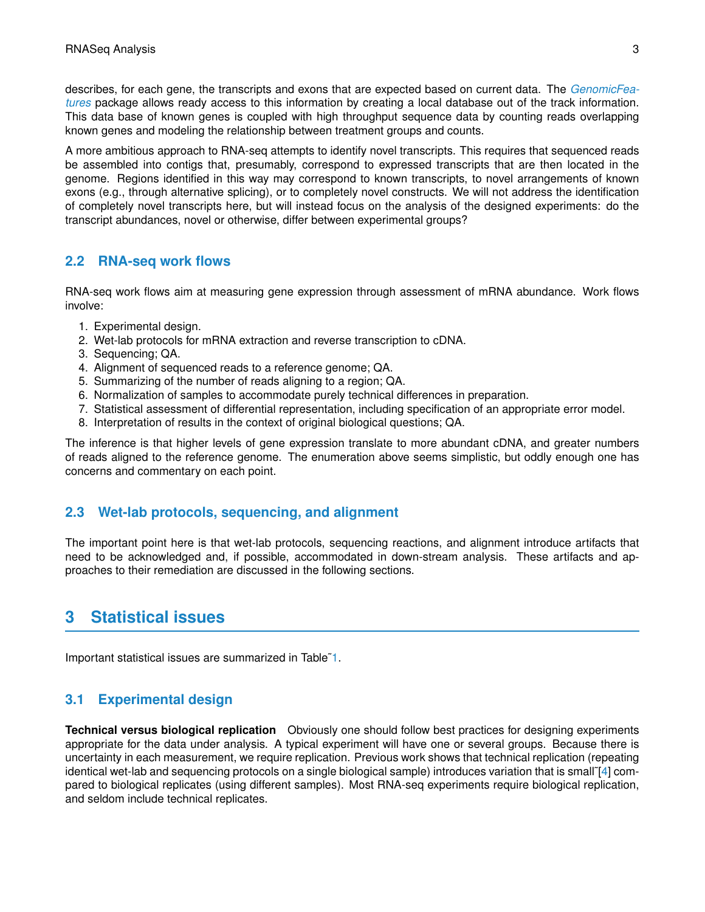describes, for each gene, the transcripts and exons that are expected based on current data. The *GenomicFeatures* package allows ready access to this information by creating a local database out of the track information. This data base of known genes is coupled with high throughput sequence data by counting reads overlapping known genes and modeling the relationship between treatment groups and counts.

A more ambitious approach to RNA-seq attempts to identify novel transcripts. This requires that sequenced reads be assembled into contigs that, presumably, correspond to expressed transcripts that are then located in the genome. Regions identified in this way may correspond to known transcripts, to novel arrangements of known exons (e.g., through alternative splicing), or to completely novel constructs. We will not address the identification of completely novel transcripts here, but will instead focus on the analysis of the designed experiments: do the transcript abundances, novel or otherwise, differ between experimental groups?

### 2.2 RNA-seq work flows

RNA-seq work flows aim at measuring gene expression through assessment of mRNA abundance. Work flows involve:

1. Experimental design.
2. Wet-lab protocols for mRNA extraction and reverse transcription to cDNA.
3. Sequencing; QA.
4. Alignment of sequenced reads to a reference genome; QA.
5. Summarizing of the number of reads aligning to a region; QA.
6. Normalization of samples to accommodate purely technical differences in preparation.
7. Statistical assessment of differential representation, including specification of an appropriate error model.
8. Interpretation of results in the context of original biological questions; QA.

The inference is that higher levels of gene expression translate to more abundant cDNA, and greater numbers of reads aligned to the reference genome. The enumeration above seems simplistic, but oddly enough one has concerns and commentary on each point.

### 2.3 Wet-lab protocols, sequencing, and alignment

The important point here is that wet-lab protocols, sequencing reactions, and alignment introduce artifacts that need to be acknowledged and, if possible, accommodated in down-stream analysis. These artifacts and approaches to their remediation are discussed in the following sections.

## 3 Statistical issues

Important statistical issues are summarized in Table˜1.

### 3.1 Experimental design

**Technical versus biological replication** Obviously one should follow best practices for designing experiments appropriate for the data under analysis. A typical experiment will have one or several groups. Because there is uncertainty in each measurement, we require replication. Previous work shows that technical replication (repeating identical wet-lab and sequencing protocols on a single biological sample) introduces variation that is small˜[4] compared to biological replicates (using different samples). Most RNA-seq experiments require biological replication, and seldom include technical replicates.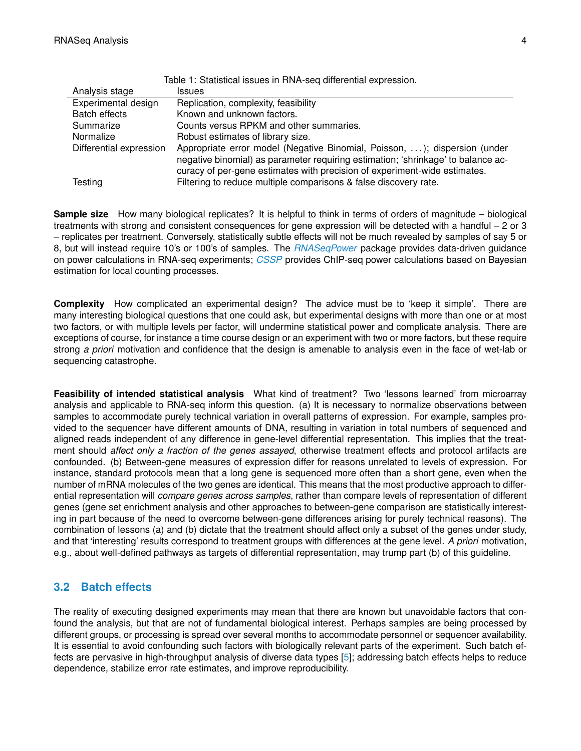Table 1: Statistical issues in RNA-seq differential expression.

| Analysis stage | Issues |
|---|---|
| Experimental design | Replication, complexity, feasibility |
| Batch effects | Known and unknown factors. |
| Summarize | Counts versus RPKM and other summaries. |
| Normalize | Robust estimates of library size. |
| Differential expression | Appropriate error model (Negative Binomial, Poisson, ...); dispersion (under negative binomial) as parameter requiring estimation; 'shrinkage' to balance accuracy of per-gene estimates with precision of experiment-wide estimates. |
| Testing | Filtering to reduce multiple comparisons & false discovery rate. |

**Sample size** How many biological replicates? It is helpful to think in terms of orders of magnitude – biological treatments with strong and consistent consequences for gene expression will be detected with a handful – 2 or 3 – replicates per treatment. Conversely, statistically subtle effects will not be much revealed by samples of say 5 or 8, but will instead require 10's or 100's of samples. The *RNASeqPower* package provides data-driven guidance on power calculations in RNA-seq experiments; *CSSP* provides ChIP-seq power calculations based on Bayesian estimation for local counting processes.

**Complexity** How complicated an experimental design? The advice must be to 'keep it simple'. There are many interesting biological questions that one could ask, but experimental designs with more than one or at most two factors, or with multiple levels per factor, will undermine statistical power and complicate analysis. There are exceptions of course, for instance a time course design or an experiment with two or more factors, but these require strong *a priori* motivation and confidence that the design is amenable to analysis even in the face of wet-lab or sequencing catastrophe.

**Feasibility of intended statistical analysis** What kind of treatment? Two 'lessons learned' from microarray analysis and applicable to RNA-seq inform this question. (a) It is necessary to normalize observations between samples to accommodate purely technical variation in overall patterns of expression. For example, samples provided to the sequencer have different amounts of DNA, resulting in variation in total numbers of sequenced and aligned reads independent of any difference in gene-level differential representation. This implies that the treatment should *affect only a fraction of the genes assayed*, otherwise treatment effects and protocol artifacts are confounded. (b) Between-gene measures of expression differ for reasons unrelated to levels of expression. For instance, standard protocols mean that a long gene is sequenced more often than a short gene, even when the number of mRNA molecules of the two genes are identical. This means that the most productive approach to differential representation will *compare genes across samples*, rather than compare levels of representation of different genes (gene set enrichment analysis and other approaches to between-gene comparison are statistically interesting in part because of the need to overcome between-gene differences arising for purely technical reasons). The combination of lessons (a) and (b) dictate that the treatment should affect only a subset of the genes under study, and that 'interesting' results correspond to treatment groups with differences at the gene level. *A priori* motivation, e.g., about well-defined pathways as targets of differential representation, may trump part (b) of this guideline.

## 3.2 Batch effects

The reality of executing designed experiments may mean that there are known but unavoidable factors that confound the analysis, but that are not of fundamental biological interest. Perhaps samples are being processed by different groups, or processing is spread over several months to accommodate personnel or sequencer availability. It is essential to avoid confounding such factors with biologically relevant parts of the experiment. Such batch effects are pervasive in high-throughput analysis of diverse data types [5]; addressing batch effects helps to reduce dependence, stabilize error rate estimates, and improve reproducibility.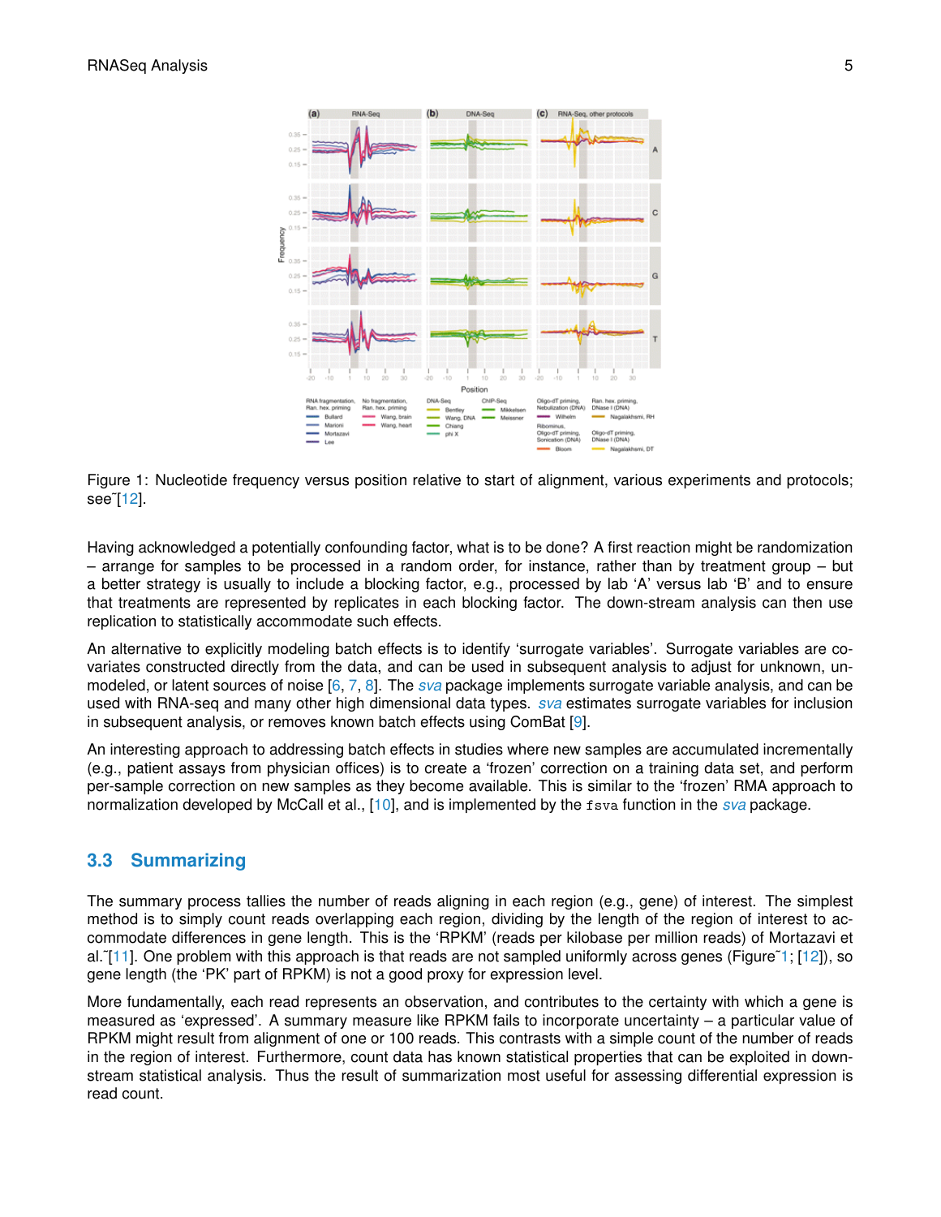Figure 1: Nucleotide frequency versus position relative to start of alignment, various experiments and protocols; see˜[12].

Having acknowledged a potentially confounding factor, what is to be done? A first reaction might be randomization – arrange for samples to be processed in a random order, for instance, rather than by treatment group – but a better strategy is usually to include a blocking factor, e.g., processed by lab 'A' versus lab 'B' and to ensure that treatments are represented by replicates in each blocking factor. The down-stream analysis can then use replication to statistically accommodate such effects.

An alternative to explicitly modeling batch effects is to identify 'surrogate variables'. Surrogate variables are co-variates constructed directly from the data, and can be used in subsequent analysis to adjust for unknown, un-modeled, or latent sources of noise [6, 7, 8]. The *sva* package implements surrogate variable analysis, and can be used with RNA-seq and many other high dimensional data types. *sva* estimates surrogate variables for inclusion in subsequent analysis, or removes known batch effects using ComBat [9].

An interesting approach to addressing batch effects in studies where new samples are accumulated incrementally (e.g., patient assays from physician offices) is to create a 'frozen' correction on a training data set, and perform per-sample correction on new samples as they become available. This is similar to the 'frozen' RMA approach to normalization developed by McCall et al., [10], and is implemented by the `fsva` function in the *sva* package.

### 3.3 Summarizing

The summary process tallies the number of reads aligning in each region (e.g., gene) of interest. The simplest method is to simply count reads overlapping each region, dividing by the length of the region of interest to accommodate differences in gene length. This is the 'RPKM' (reads per kilobase per million reads) of Mortazavi et al.˜[11]. One problem with this approach is that reads are not sampled uniformly across genes (Figure˜1; [12]), so gene length (the 'PK' part of RPKM) is not a good proxy for expression level.

More fundamentally, each read represents an observation, and contributes to the certainty with which a gene is measured as 'expressed'. A summary measure like RPKM fails to incorporate uncertainty – a particular value of RPKM might result from alignment of one or 100 reads. This contrasts with a simple count of the number of reads in the region of interest. Furthermore, count data has known statistical properties that can be exploited in down-stream statistical analysis. Thus the result of summarization most useful for assessing differential expression is read count.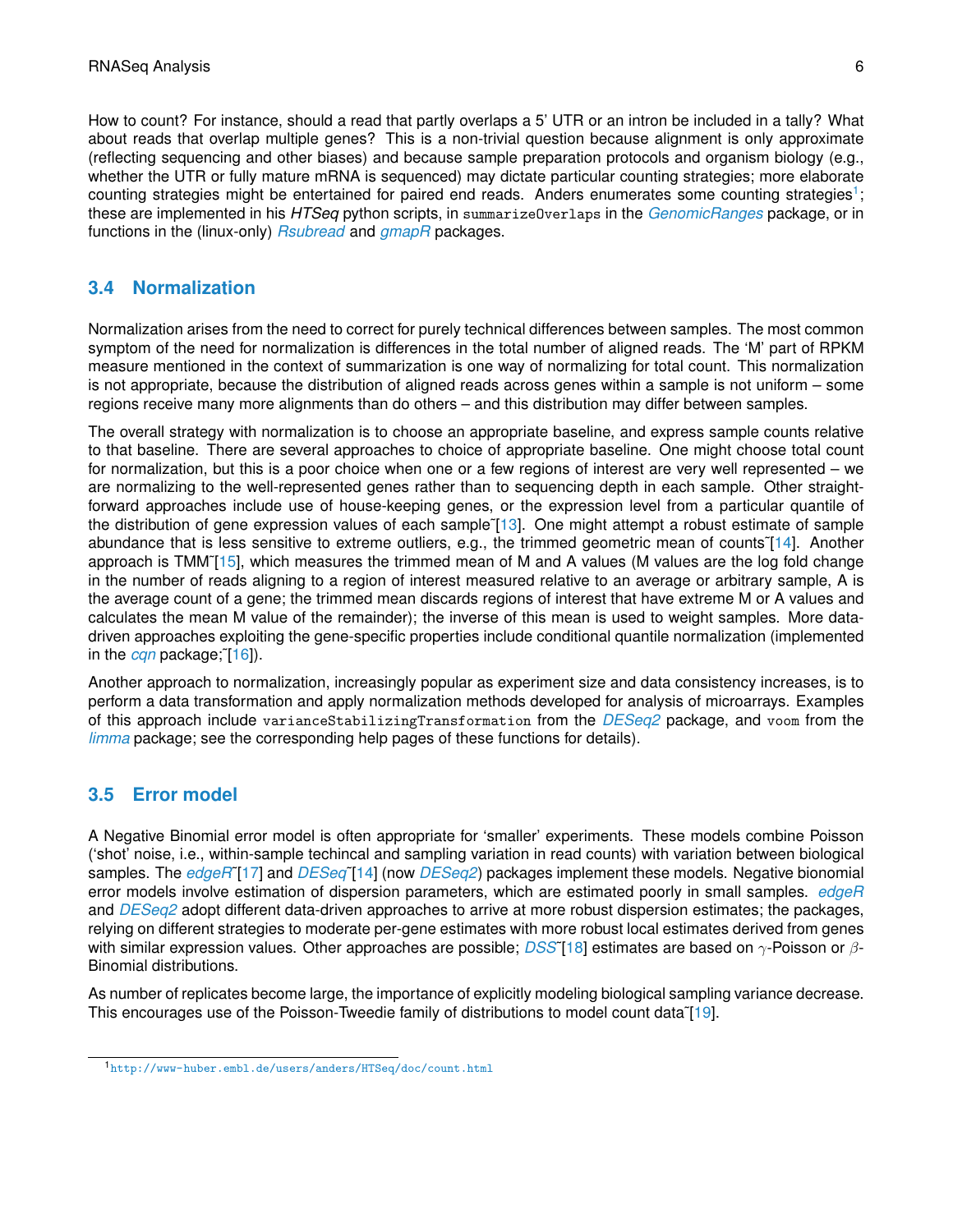How to count? For instance, should a read that partly overlaps a 5' UTR or an intron be included in a tally? What about reads that overlap multiple genes? This is a non-trivial question because alignment is only approximate (reflecting sequencing and other biases) and because sample preparation protocols and organism biology (e.g., whether the UTR or fully mature mRNA is sequenced) may dictate particular counting strategies; more elaborate counting strategies might be entertained for paired end reads. Anders enumerates some counting strategies[1]; these are implemented in his *HTSeq* python scripts, in `summarizeOverlaps` in the *GenomicRanges* package, or in functions in the (linux-only) *Rsubread* and *gmapR* packages.

## 3.4 Normalization

Normalization arises from the need to correct for purely technical differences between samples. The most common symptom of the need for normalization is differences in the total number of aligned reads. The 'M' part of RPKM measure mentioned in the context of summarization is one way of normalizing for total count. This normalization is not appropriate, because the distribution of aligned reads across genes within a sample is not uniform – some regions receive many more alignments than do others – and this distribution may differ between samples.

The overall strategy with normalization is to choose an appropriate baseline, and express sample counts relative to that baseline. There are several approaches to choice of appropriate baseline. One might choose total count for normalization, but this is a poor choice when one or a few regions of interest are very well represented – we are normalizing to the well-represented genes rather than to sequencing depth in each sample. Other straight-forward approaches include use of house-keeping genes, or the expression level from a particular quantile of the distribution of gene expression values of each sample˜[13]. One might attempt a robust estimate of sample abundance that is less sensitive to extreme outliers, e.g., the trimmed geometric mean of counts˜[14]. Another approach is TMM˜[15], which measures the trimmed mean of M and A values (M values are the log fold change in the number of reads aligning to a region of interest measured relative to an average or arbitrary sample, A is the average count of a gene; the trimmed mean discards regions of interest that have extreme M or A values and calculates the mean M value of the remainder); the inverse of this mean is used to weight samples. More data-driven approaches exploiting the gene-specific properties include conditional quantile normalization (implemented in the *cqn* package;˜[16]).

Another approach to normalization, increasingly popular as experiment size and data consistency increases, is to perform a data transformation and apply normalization methods developed for analysis of microarrays. Examples of this approach include `varianceStabilizingTransformation` from the *DESeq2* package, and `voom` from the *limma* package; see the corresponding help pages of these functions for details).

## 3.5 Error model

A Negative Binomial error model is often appropriate for 'smaller' experiments. These models combine Poisson ('shot' noise, i.e., within-sample techincal and sampling variation in read counts) with variation between biological samples. The *edgeR*˜[17] and *DESeq*˜[14] (now *DESeq2*) packages implement these models. Negative bionomial error models involve estimation of dispersion parameters, which are estimated poorly in small samples. *edgeR* and *DESeq2* adopt different data-driven approaches to arrive at more robust dispersion estimates; the packages, relying on different strategies to moderate per-gene estimates with more robust local estimates derived from genes with similar expression values. Other approaches are possible; *DSS*˜[18] estimates are based on $\gamma$-Poisson or $\beta$-Binomial distributions.

As number of replicates become large, the importance of explicitly modeling biological sampling variance decrease. This encourages use of the Poisson-Tweedie family of distributions to model count data˜[19].

---

[1] http://www-huber.embl.de/users/anders/HTSeq/doc/count.html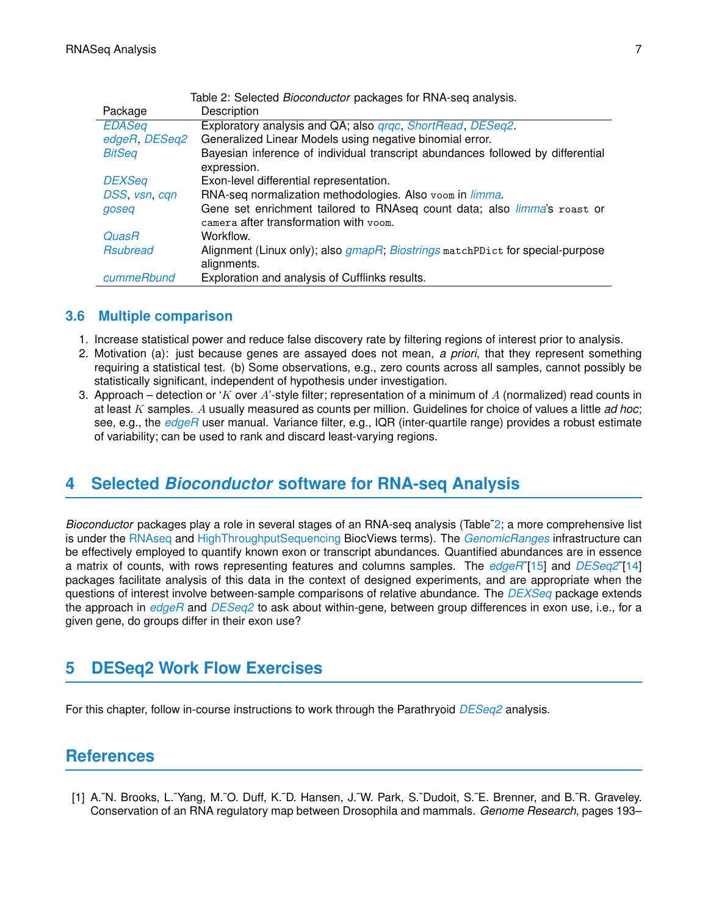Table 2: Selected *Bioconductor* packages for RNA-seq analysis.

| Package | Description |
|---|---|
| *EDASeq* | Exploratory analysis and QA; also *qrqc*, *ShortRead*, *DESeq2*. |
| *edgeR*, *DESeq2* | Generalized Linear Models using negative binomial error. |
| *BitSeq* | Bayesian inference of individual transcript abundances followed by differential expression. |
| *DEXSeq* | Exon-level differential representation. |
| *DSS*, *vsn*, *cqn* | RNA-seq normalization methodologies. Also `voom` in *limma*. |
| *goseq* | Gene set enrichment tailored to RNAseq count data; also *limma*'s `roast` or `camera` after transformation with `voom`. |
| *QuasR* | Workflow. |
| *Rsubread* | Alignment (Linux only); also *gmapR*; *Biostrings* `matchPDict` for special-purpose alignments. |
| *cummeRbund* | Exploration and analysis of Cufflinks results. |

### 3.6 Multiple comparison

1. Increase statistical power and reduce false discovery rate by filtering regions of interest prior to analysis.
2. Motivation (a): just because genes are assayed does not mean, *a priori*, that they represent something requiring a statistical test. (b) Some observations, e.g., zero counts across all samples, cannot possibly be statistically significant, independent of hypothesis under investigation.
3. Approach – detection or '$K$ over $A$'-style filter; representation of a minimum of $A$ (normalized) read counts in at least $K$ samples. $A$ usually measured as counts per million. Guidelines for choice of values a little *ad hoc*; see, e.g., the *edgeR* user manual. Variance filter, e.g., IQR (inter-quartile range) provides a robust estimate of variability; can be used to rank and discard least-varying regions.

## 4 Selected *Bioconductor* software for RNA-seq Analysis

*Bioconductor* packages play a role in several stages of an RNA-seq analysis (Table 2; a more comprehensive list is under the RNAseq and HighThroughputSequencing BiocViews terms). The *GenomicRanges* infrastructure can be effectively employed to quantify known exon or transcript abundances. Quantified abundances are in essence a matrix of counts, with rows representing features and columns samples. The *edgeR* [15] and *DESeq2* [14] packages facilitate analysis of this data in the context of designed experiments, and are appropriate when the questions of interest involve between-sample comparisons of relative abundance. The *DEXSeq* package extends the approach in *edgeR* and *DESeq2* to ask about within-gene, between group differences in exon use, i.e., for a given gene, do groups differ in their exon use?

## 5 DESeq2 Work Flow Exercises

For this chapter, follow in-course instructions to work through the Parathryoid *DESeq2* analysis.

## References

[1] A. N. Brooks, L. Yang, M. O. Duff, K. D. Hansen, J. W. Park, S. Dudoit, S. E. Brenner, and B. R. Graveley. Conservation of an RNA regulatory map between Drosophila and mammals. *Genome Research*, pages 193–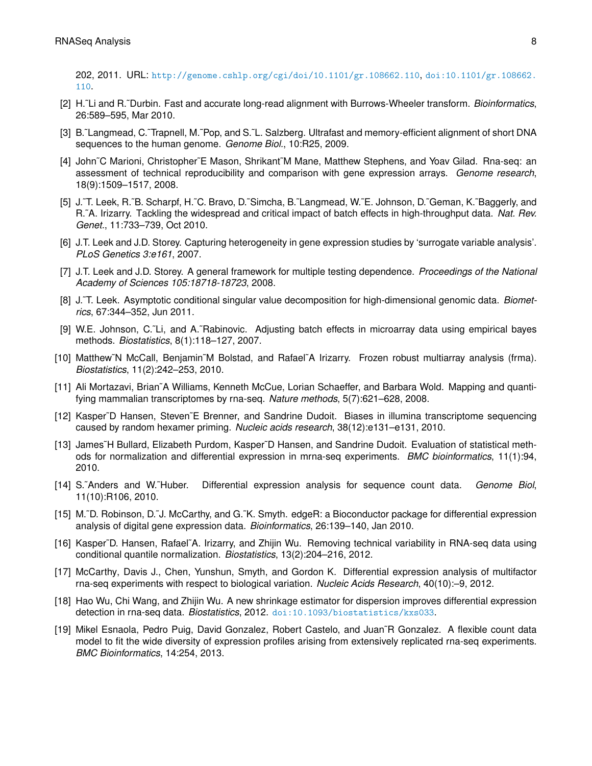202, 2011. URL: http://genome.cshlp.org/cgi/doi/10.1101/gr.108662.110, doi:10.1101/gr.108662.110.

[2] H.~Li and R.~Durbin. Fast and accurate long-read alignment with Burrows-Wheeler transform. *Bioinformatics*, 26:589–595, Mar 2010.

[3] B.~Langmead, C.~Trapnell, M.~Pop, and S.~L. Salzberg. Ultrafast and memory-efficient alignment of short DNA sequences to the human genome. *Genome Biol.*, 10:R25, 2009.

[4] John~C Marioni, Christopher~E Mason, Shrikant~M Mane, Matthew Stephens, and Yoav Gilad. Rna-seq: an assessment of technical reproducibility and comparison with gene expression arrays. *Genome research*, 18(9):1509–1517, 2008.

[5] J.~T. Leek, R.~B. Scharpf, H.~C. Bravo, D.~Simcha, B.~Langmead, W.~E. Johnson, D.~Geman, K.~Baggerly, and R.~A. Irizarry. Tackling the widespread and critical impact of batch effects in high-throughput data. *Nat. Rev. Genet.*, 11:733–739, Oct 2010.

[6] J.T. Leek and J.D. Storey. Capturing heterogeneity in gene expression studies by 'surrogate variable analysis'. *PLoS Genetics 3:e161*, 2007.

[7] J.T. Leek and J.D. Storey. A general framework for multiple testing dependence. *Proceedings of the National Academy of Sciences 105:18718-18723*, 2008.

[8] J.~T. Leek. Asymptotic conditional singular value decomposition for high-dimensional genomic data. *Biometrics*, 67:344–352, Jun 2011.

[9] W.E. Johnson, C.~Li, and A.~Rabinovic. Adjusting batch effects in microarray data using empirical bayes methods. *Biostatistics*, 8(1):118–127, 2007.

[10] Matthew~N McCall, Benjamin~M Bolstad, and Rafael~A Irizarry. Frozen robust multiarray analysis (frma). *Biostatistics*, 11(2):242–253, 2010.

[11] Ali Mortazavi, Brian~A Williams, Kenneth McCue, Lorian Schaeffer, and Barbara Wold. Mapping and quantifying mammalian transcriptomes by rna-seq. *Nature methods*, 5(7):621–628, 2008.

[12] Kasper~D Hansen, Steven~E Brenner, and Sandrine Dudoit. Biases in illumina transcriptome sequencing caused by random hexamer priming. *Nucleic acids research*, 38(12):e131–e131, 2010.

[13] James~H Bullard, Elizabeth Purdom, Kasper~D Hansen, and Sandrine Dudoit. Evaluation of statistical methods for normalization and differential expression in mrna-seq experiments. *BMC bioinformatics*, 11(1):94, 2010.

[14] S.~Anders and W.~Huber. Differential expression analysis for sequence count data. *Genome Biol*, 11(10):R106, 2010.

[15] M.~D. Robinson, D.~J. McCarthy, and G.~K. Smyth. edgeR: a Bioconductor package for differential expression analysis of digital gene expression data. *Bioinformatics*, 26:139–140, Jan 2010.

[16] Kasper~D. Hansen, Rafael~A. Irizarry, and Zhijin Wu. Removing technical variability in RNA-seq data using conditional quantile normalization. *Biostatistics*, 13(2):204–216, 2012.

[17] McCarthy, Davis J., Chen, Yunshun, Smyth, and Gordon K. Differential expression analysis of multifactor rna-seq experiments with respect to biological variation. *Nucleic Acids Research*, 40(10):–9, 2012.

[18] Hao Wu, Chi Wang, and Zhijin Wu. A new shrinkage estimator for dispersion improves differential expression detection in rna-seq data. *Biostatistics*, 2012. doi:10.1093/biostatistics/kxs033.

[19] Mikel Esnaola, Pedro Puig, David Gonzalez, Robert Castelo, and Juan~R Gonzalez. A flexible count data model to fit the wide diversity of expression profiles arising from extensively replicated rna-seq experiments. *BMC Bioinformatics*, 14:254, 2013.